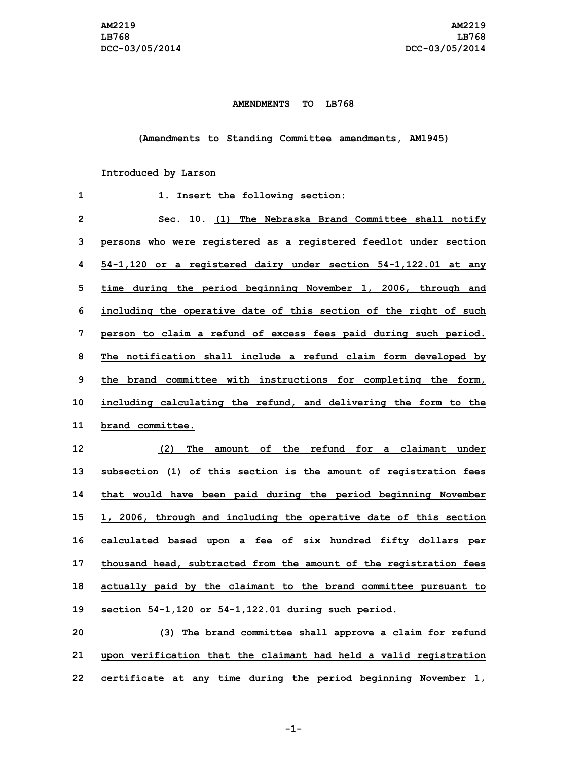AM2219
LB768
DCC-03/05/2014

**AMENDMENTS TO LB768**

**(Amendments to Standing Committee amendments, AM1945)**

**Introduced by Larson**

1. Insert the following section:

Sec. 10. (1) The Nebraska Brand Committee shall notify persons who were registered as a registered feedlot under section 54-1,120 or a registered dairy under section 54-1,122.01 at any time during the period beginning November 1, 2006, through and including the operative date of this section of the right of such person to claim a refund of excess fees paid during such period. The notification shall include a refund claim form developed by the brand committee with instructions for completing the form, including calculating the refund, and delivering the form to the brand committee.

(2) The amount of the refund for a claimant under subsection (1) of this section is the amount of registration fees that would have been paid during the period beginning November 1, 2006, through and including the operative date of this section calculated based upon a fee of six hundred fifty dollars per thousand head, subtracted from the amount of the registration fees actually paid by the claimant to the brand committee pursuant to section 54-1,120 or 54-1,122.01 during such period.

(3) The brand committee shall approve a claim for refund upon verification that the claimant had held a valid registration certificate at any time during the period beginning November 1,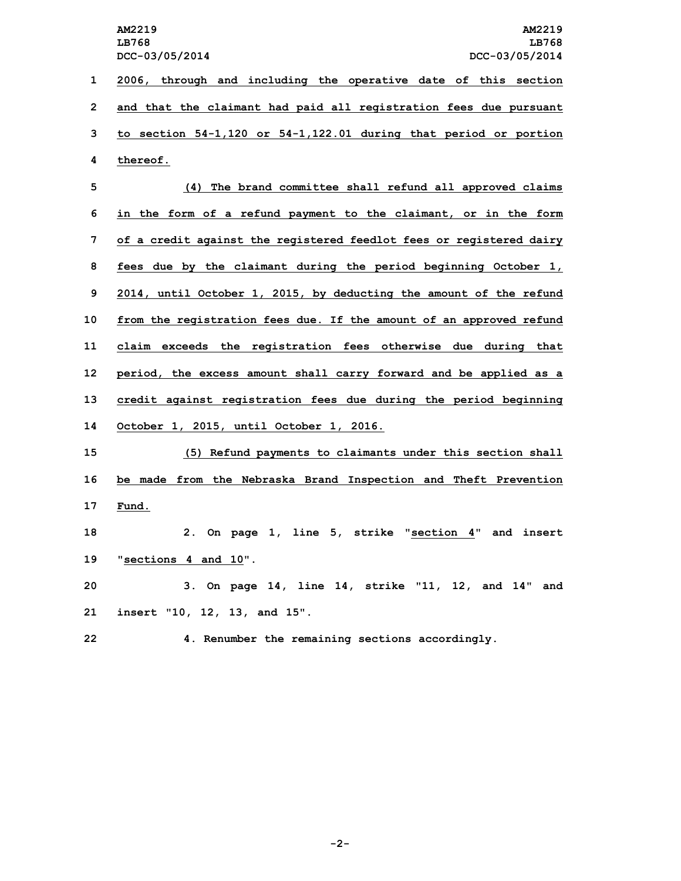2006, through and including the operative date of this section and that the claimant had paid all registration fees due pursuant to section 54-1,120 or 54-1,122.01 during that period or portion thereof.

(4) The brand committee shall refund all approved claims in the form of a refund payment to the claimant, or in the form of a credit against the registered feedlot fees or registered dairy fees due by the claimant during the period beginning October 1, 2014, until October 1, 2015, by deducting the amount of the refund from the registration fees due. If the amount of an approved refund claim exceeds the registration fees otherwise due during that period, the excess amount shall carry forward and be applied as a credit against registration fees due during the period beginning October 1, 2015, until October 1, 2016.

(5) Refund payments to claimants under this section shall be made from the Nebraska Brand Inspection and Theft Prevention Fund.

2. On page 1, line 5, strike "section 4" and insert "sections 4 and 10".

3. On page 14, line 14, strike "11, 12, and 14" and insert "10, 12, 13, and 15".

4. Renumber the remaining sections accordingly.